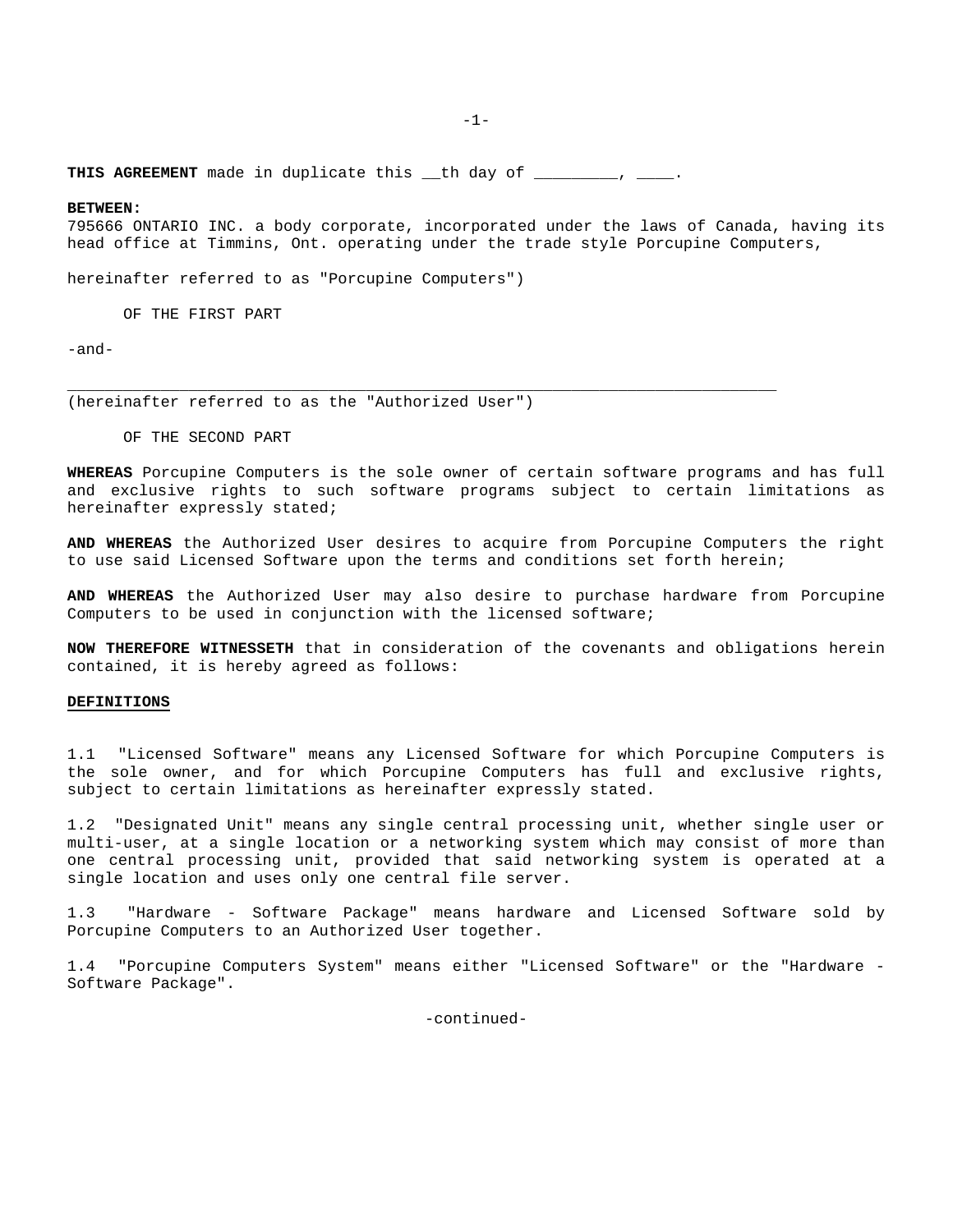**THIS AGREEMENT** made in duplicate this __th day of _________, ____.

**BETWEEN:**
795666 ONTARIO INC. a body corporate, incorporated under the laws of Canada, having its head office at Timmins, Ont. operating under the trade style Porcupine Computers,

hereinafter referred to as "Porcupine Computers")

OF THE FIRST PART

-and-

_____________________________________________________________________________
(hereinafter referred to as the "Authorized User")

OF THE SECOND PART

**WHEREAS** Porcupine Computers is the sole owner of certain software programs and has full and exclusive rights to such software programs subject to certain limitations as hereinafter expressly stated;

**AND WHEREAS** the Authorized User desires to acquire from Porcupine Computers the right to use said Licensed Software upon the terms and conditions set forth herein;

**AND WHEREAS** the Authorized User may also desire to purchase hardware from Porcupine Computers to be used in conjunction with the licensed software;

**NOW THEREFORE WITNESSETH** that in consideration of the covenants and obligations herein contained, it is hereby agreed as follows:

**DEFINITIONS**

1.1 "Licensed Software" means any Licensed Software for which Porcupine Computers is the sole owner, and for which Porcupine Computers has full and exclusive rights, subject to certain limitations as hereinafter expressly stated.

1.2 "Designated Unit" means any single central processing unit, whether single user or multi-user, at a single location or a networking system which may consist of more than one central processing unit, provided that said networking system is operated at a single location and uses only one central file server.

1.3 "Hardware - Software Package" means hardware and Licensed Software sold by Porcupine Computers to an Authorized User together.

1.4 "Porcupine Computers System" means either "Licensed Software" or the "Hardware - Software Package".

-continued-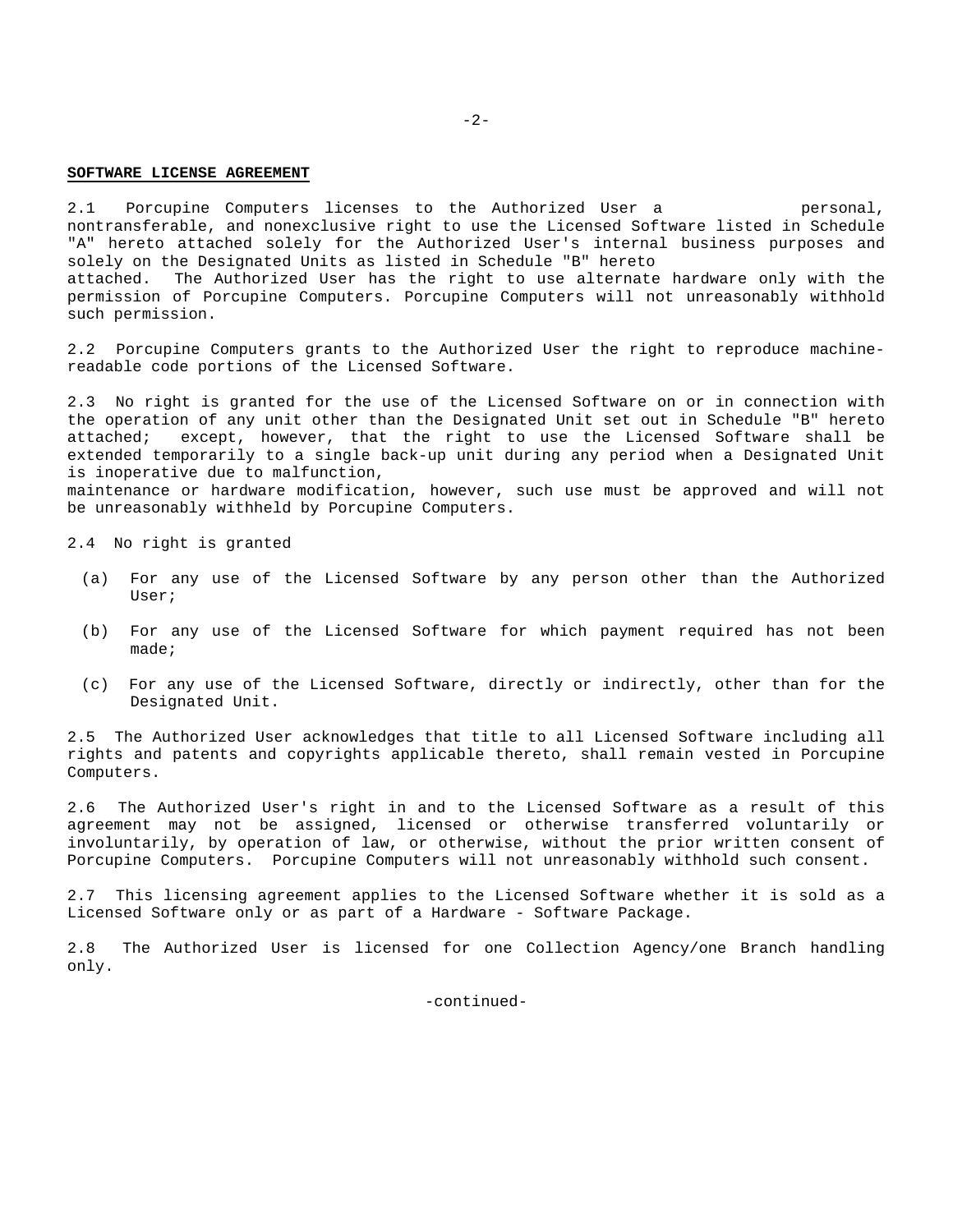**SOFTWARE LICENSE AGREEMENT**

2.1 Porcupine Computers licenses to the Authorized User a personal, nontransferable, and nonexclusive right to use the Licensed Software listed in Schedule "A" hereto attached solely for the Authorized User's internal business purposes and solely on the Designated Units as listed in Schedule "B" hereto attached. The Authorized User has the right to use alternate hardware only with the permission of Porcupine Computers. Porcupine Computers will not unreasonably withhold such permission.

2.2 Porcupine Computers grants to the Authorized User the right to reproduce machine-readable code portions of the Licensed Software.

2.3 No right is granted for the use of the Licensed Software on or in connection with the operation of any unit other than the Designated Unit set out in Schedule "B" hereto attached; except, however, that the right to use the Licensed Software shall be extended temporarily to a single back-up unit during any period when a Designated Unit is inoperative due to malfunction, maintenance or hardware modification, however, such use must be approved and will not be unreasonably withheld by Porcupine Computers.

2.4 No right is granted

(a) For any use of the Licensed Software by any person other than the Authorized User;

(b) For any use of the Licensed Software for which payment required has not been made;

(c) For any use of the Licensed Software, directly or indirectly, other than for the Designated Unit.

2.5 The Authorized User acknowledges that title to all Licensed Software including all rights and patents and copyrights applicable thereto, shall remain vested in Porcupine Computers.

2.6 The Authorized User's right in and to the Licensed Software as a result of this agreement may not be assigned, licensed or otherwise transferred voluntarily or involuntarily, by operation of law, or otherwise, without the prior written consent of Porcupine Computers. Porcupine Computers will not unreasonably withhold such consent.

2.7 This licensing agreement applies to the Licensed Software whether it is sold as a Licensed Software only or as part of a Hardware - Software Package.

2.8 The Authorized User is licensed for one Collection Agency/one Branch handling only.

-continued-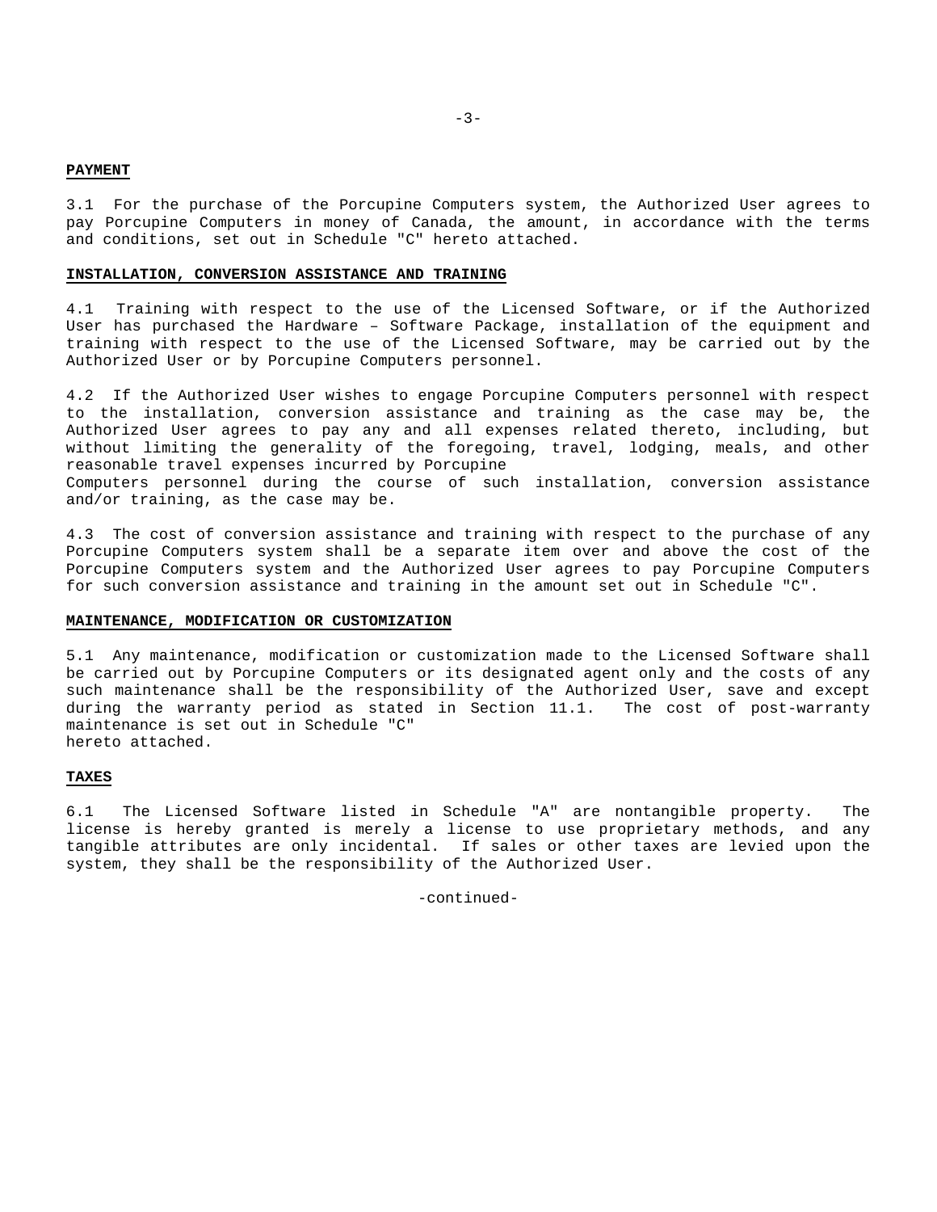**PAYMENT**

3.1 For the purchase of the Porcupine Computers system, the Authorized User agrees to pay Porcupine Computers in money of Canada, the amount, in accordance with the terms and conditions, set out in Schedule "C" hereto attached.

**INSTALLATION, CONVERSION ASSISTANCE AND TRAINING**

4.1 Training with respect to the use of the Licensed Software, or if the Authorized User has purchased the Hardware – Software Package, installation of the equipment and training with respect to the use of the Licensed Software, may be carried out by the Authorized User or by Porcupine Computers personnel.

4.2 If the Authorized User wishes to engage Porcupine Computers personnel with respect to the installation, conversion assistance and training as the case may be, the Authorized User agrees to pay any and all expenses related thereto, including, but without limiting the generality of the foregoing, travel, lodging, meals, and other reasonable travel expenses incurred by Porcupine Computers personnel during the course of such installation, conversion assistance and/or training, as the case may be.

4.3 The cost of conversion assistance and training with respect to the purchase of any Porcupine Computers system shall be a separate item over and above the cost of the Porcupine Computers system and the Authorized User agrees to pay Porcupine Computers for such conversion assistance and training in the amount set out in Schedule "C".

**MAINTENANCE, MODIFICATION OR CUSTOMIZATION**

5.1 Any maintenance, modification or customization made to the Licensed Software shall be carried out by Porcupine Computers or its designated agent only and the costs of any such maintenance shall be the responsibility of the Authorized User, save and except during the warranty period as stated in Section 11.1. The cost of post-warranty maintenance is set out in Schedule "C" hereto attached.

**TAXES**

6.1 The Licensed Software listed in Schedule "A" are nontangible property. The license is hereby granted is merely a license to use proprietary methods, and any tangible attributes are only incidental. If sales or other taxes are levied upon the system, they shall be the responsibility of the Authorized User.

-continued-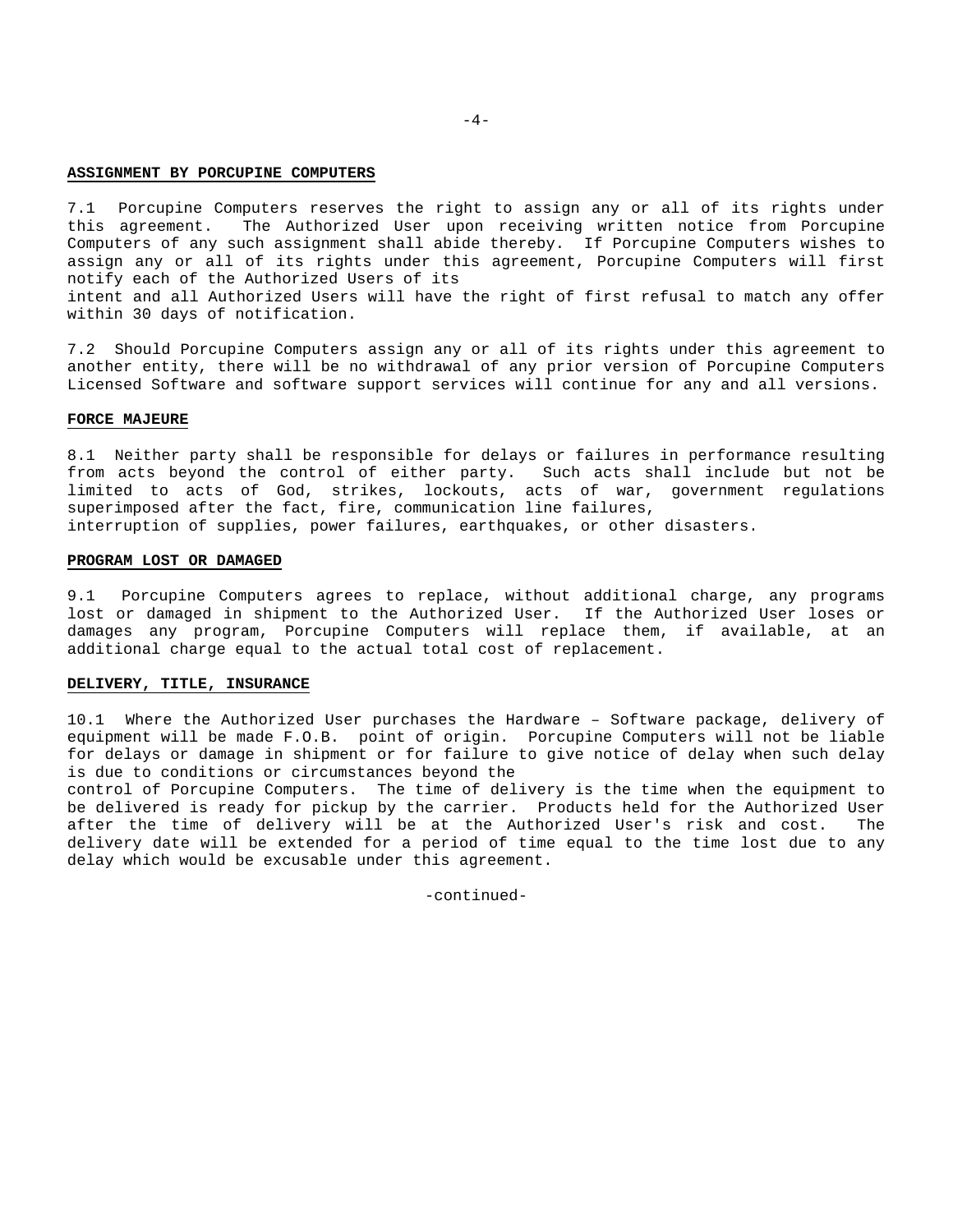**ASSIGNMENT BY PORCUPINE COMPUTERS**

7.1 Porcupine Computers reserves the right to assign any or all of its rights under this agreement. The Authorized User upon receiving written notice from Porcupine Computers of any such assignment shall abide thereby. If Porcupine Computers wishes to assign any or all of its rights under this agreement, Porcupine Computers will first notify each of the Authorized Users of its intent and all Authorized Users will have the right of first refusal to match any offer within 30 days of notification.

7.2 Should Porcupine Computers assign any or all of its rights under this agreement to another entity, there will be no withdrawal of any prior version of Porcupine Computers Licensed Software and software support services will continue for any and all versions.

**FORCE MAJEURE**

8.1 Neither party shall be responsible for delays or failures in performance resulting from acts beyond the control of either party. Such acts shall include but not be limited to acts of God, strikes, lockouts, acts of war, government regulations superimposed after the fact, fire, communication line failures, interruption of supplies, power failures, earthquakes, or other disasters.

**PROGRAM LOST OR DAMAGED**

9.1 Porcupine Computers agrees to replace, without additional charge, any programs lost or damaged in shipment to the Authorized User. If the Authorized User loses or damages any program, Porcupine Computers will replace them, if available, at an additional charge equal to the actual total cost of replacement.

**DELIVERY, TITLE, INSURANCE**

10.1 Where the Authorized User purchases the Hardware – Software package, delivery of equipment will be made F.O.B. point of origin. Porcupine Computers will not be liable for delays or damage in shipment or for failure to give notice of delay when such delay is due to conditions or circumstances beyond the control of Porcupine Computers. The time of delivery is the time when the equipment to be delivered is ready for pickup by the carrier. Products held for the Authorized User after the time of delivery will be at the Authorized User's risk and cost. The delivery date will be extended for a period of time equal to the time lost due to any delay which would be excusable under this agreement.

-continued-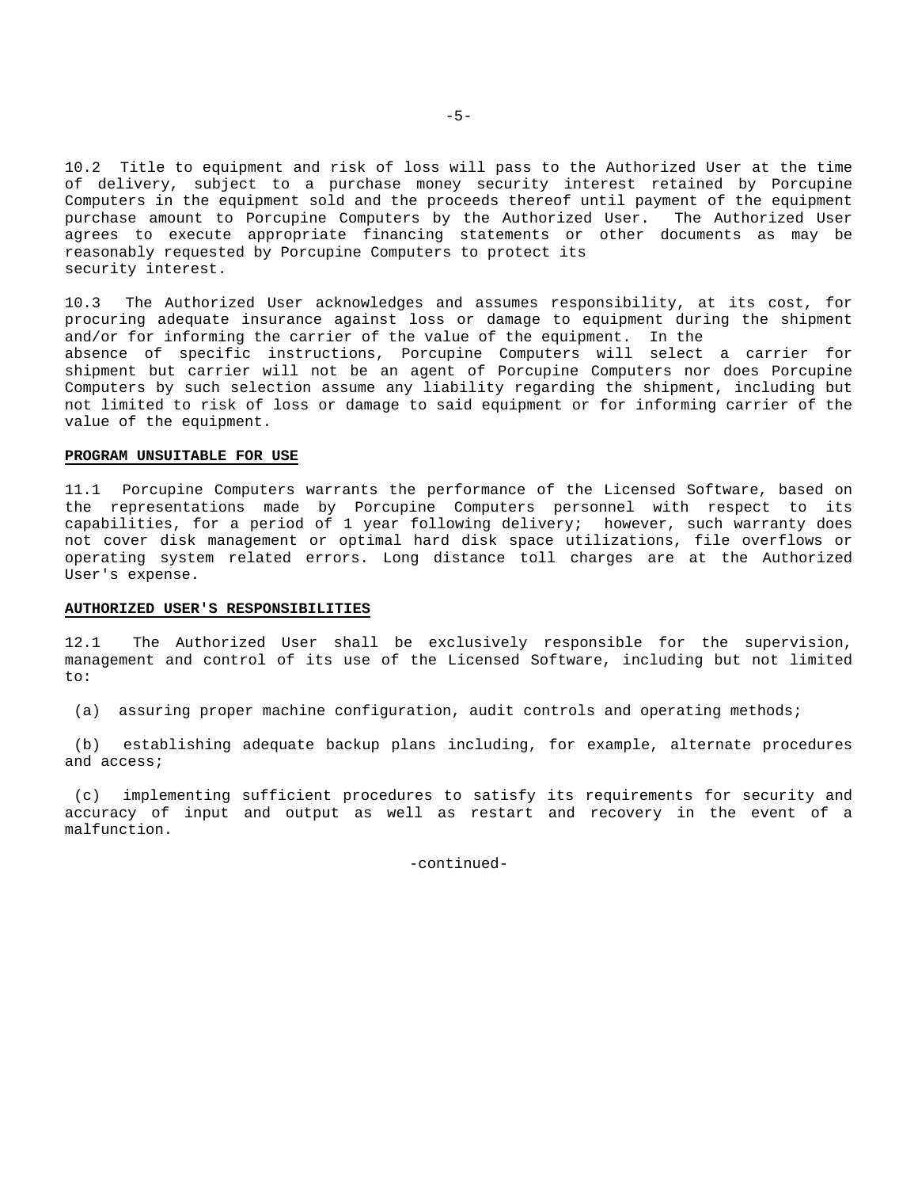10.2 Title to equipment and risk of loss will pass to the Authorized User at the time of delivery, subject to a purchase money security interest retained by Porcupine Computers in the equipment sold and the proceeds thereof until payment of the equipment purchase amount to Porcupine Computers by the Authorized User. The Authorized User agrees to execute appropriate financing statements or other documents as may be reasonably requested by Porcupine Computers to protect its security interest.

10.3 The Authorized User acknowledges and assumes responsibility, at its cost, for procuring adequate insurance against loss or damage to equipment during the shipment and/or for informing the carrier of the value of the equipment. In the absence of specific instructions, Porcupine Computers will select a carrier for shipment but carrier will not be an agent of Porcupine Computers nor does Porcupine Computers by such selection assume any liability regarding the shipment, including but not limited to risk of loss or damage to said equipment or for informing carrier of the value of the equipment.

**PROGRAM UNSUITABLE FOR USE**

11.1 Porcupine Computers warrants the performance of the Licensed Software, based on the representations made by Porcupine Computers personnel with respect to its capabilities, for a period of 1 year following delivery; however, such warranty does not cover disk management or optimal hard disk space utilizations, file overflows or operating system related errors. Long distance toll charges are at the Authorized User's expense.

**AUTHORIZED USER'S RESPONSIBILITIES**

12.1 The Authorized User shall be exclusively responsible for the supervision, management and control of its use of the Licensed Software, including but not limited to:

(a) assuring proper machine configuration, audit controls and operating methods;

(b) establishing adequate backup plans including, for example, alternate procedures and access;

(c) implementing sufficient procedures to satisfy its requirements for security and accuracy of input and output as well as restart and recovery in the event of a malfunction.

-continued-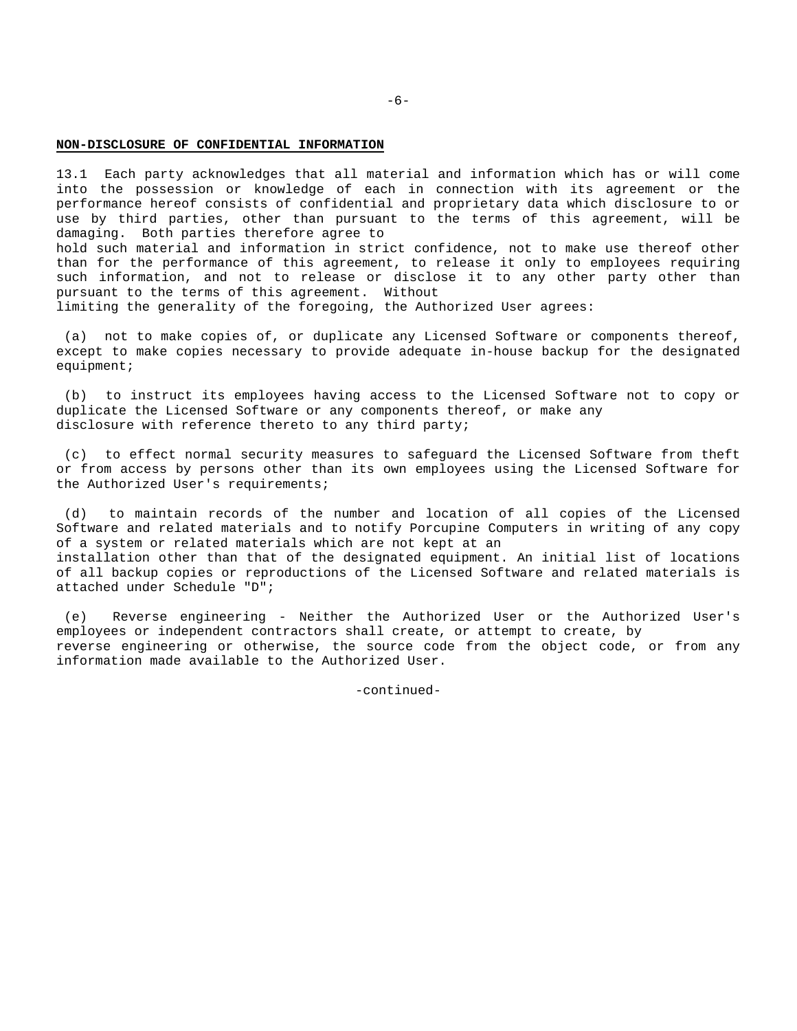**NON-DISCLOSURE OF CONFIDENTIAL INFORMATION**

13.1 Each party acknowledges that all material and information which has or will come into the possession or knowledge of each in connection with its agreement or the performance hereof consists of confidential and proprietary data which disclosure to or use by third parties, other than pursuant to the terms of this agreement, will be damaging. Both parties therefore agree to hold such material and information in strict confidence, not to make use thereof other than for the performance of this agreement, to release it only to employees requiring such information, and not to release or disclose it to any other party other than pursuant to the terms of this agreement. Without limiting the generality of the foregoing, the Authorized User agrees:

(a) not to make copies of, or duplicate any Licensed Software or components thereof, except to make copies necessary to provide adequate in-house backup for the designated equipment;

(b) to instruct its employees having access to the Licensed Software not to copy or duplicate the Licensed Software or any components thereof, or make any disclosure with reference thereto to any third party;

(c) to effect normal security measures to safeguard the Licensed Software from theft or from access by persons other than its own employees using the Licensed Software for the Authorized User's requirements;

(d) to maintain records of the number and location of all copies of the Licensed Software and related materials and to notify Porcupine Computers in writing of any copy of a system or related materials which are not kept at an installation other than that of the designated equipment. An initial list of locations of all backup copies or reproductions of the Licensed Software and related materials is attached under Schedule "D";

(e) Reverse engineering - Neither the Authorized User or the Authorized User's employees or independent contractors shall create, or attempt to create, by reverse engineering or otherwise, the source code from the object code, or from any information made available to the Authorized User.

-continued-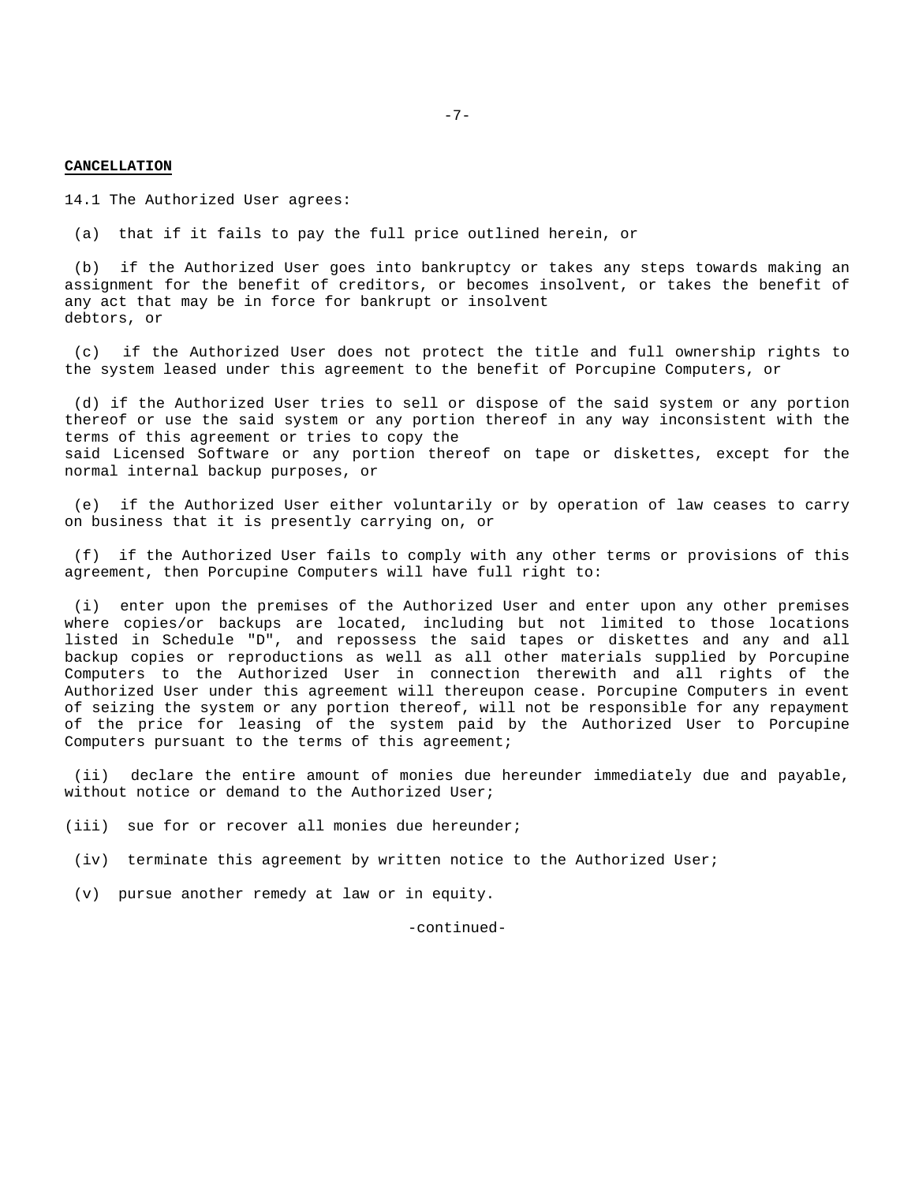**CANCELLATION**

14.1 The Authorized User agrees:

(a) that if it fails to pay the full price outlined herein, or

(b) if the Authorized User goes into bankruptcy or takes any steps towards making an assignment for the benefit of creditors, or becomes insolvent, or takes the benefit of any act that may be in force for bankrupt or insolvent debtors, or

(c) if the Authorized User does not protect the title and full ownership rights to the system leased under this agreement to the benefit of Porcupine Computers, or

(d) if the Authorized User tries to sell or dispose of the said system or any portion thereof or use the said system or any portion thereof in any way inconsistent with the terms of this agreement or tries to copy the said Licensed Software or any portion thereof on tape or diskettes, except for the normal internal backup purposes, or

(e) if the Authorized User either voluntarily or by operation of law ceases to carry on business that it is presently carrying on, or

(f) if the Authorized User fails to comply with any other terms or provisions of this agreement, then Porcupine Computers will have full right to:

(i) enter upon the premises of the Authorized User and enter upon any other premises where copies/or backups are located, including but not limited to those locations listed in Schedule "D", and repossess the said tapes or diskettes and any and all backup copies or reproductions as well as all other materials supplied by Porcupine Computers to the Authorized User in connection therewith and all rights of the Authorized User under this agreement will thereupon cease. Porcupine Computers in event of seizing the system or any portion thereof, will not be responsible for any repayment of the price for leasing of the system paid by the Authorized User to Porcupine Computers pursuant to the terms of this agreement;

(ii) declare the entire amount of monies due hereunder immediately due and payable, without notice or demand to the Authorized User;

(iii) sue for or recover all monies due hereunder;

(iv) terminate this agreement by written notice to the Authorized User;

(v) pursue another remedy at law or in equity.

-continued-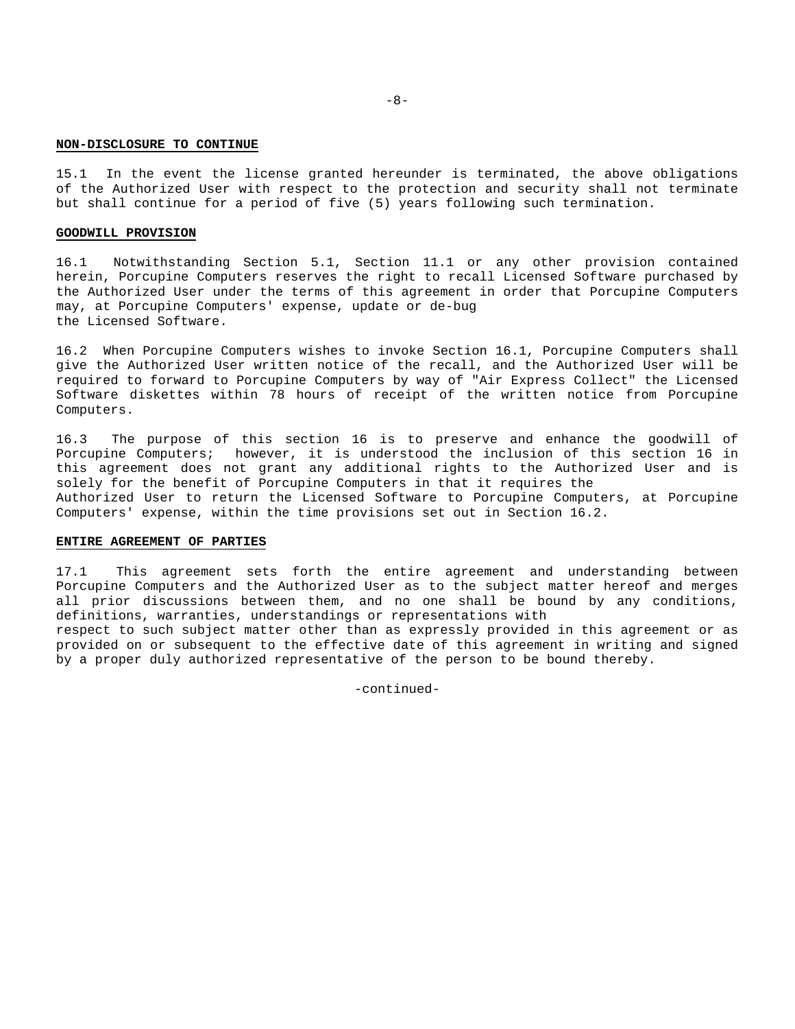**NON-DISCLOSURE TO CONTINUE**

15.1 In the event the license granted hereunder is terminated, the above obligations of the Authorized User with respect to the protection and security shall not terminate but shall continue for a period of five (5) years following such termination.

**GOODWILL PROVISION**

16.1 Notwithstanding Section 5.1, Section 11.1 or any other provision contained herein, Porcupine Computers reserves the right to recall Licensed Software purchased by the Authorized User under the terms of this agreement in order that Porcupine Computers may, at Porcupine Computers' expense, update or de-bug the Licensed Software.

16.2 When Porcupine Computers wishes to invoke Section 16.1, Porcupine Computers shall give the Authorized User written notice of the recall, and the Authorized User will be required to forward to Porcupine Computers by way of "Air Express Collect" the Licensed Software diskettes within 78 hours of receipt of the written notice from Porcupine Computers.

16.3 The purpose of this section 16 is to preserve and enhance the goodwill of Porcupine Computers; however, it is understood the inclusion of this section 16 in this agreement does not grant any additional rights to the Authorized User and is solely for the benefit of Porcupine Computers in that it requires the Authorized User to return the Licensed Software to Porcupine Computers, at Porcupine Computers' expense, within the time provisions set out in Section 16.2.

**ENTIRE AGREEMENT OF PARTIES**

17.1 This agreement sets forth the entire agreement and understanding between Porcupine Computers and the Authorized User as to the subject matter hereof and merges all prior discussions between them, and no one shall be bound by any conditions, definitions, warranties, understandings or representations with respect to such subject matter other than as expressly provided in this agreement or as provided on or subsequent to the effective date of this agreement in writing and signed by a proper duly authorized representative of the person to be bound thereby.

-continued-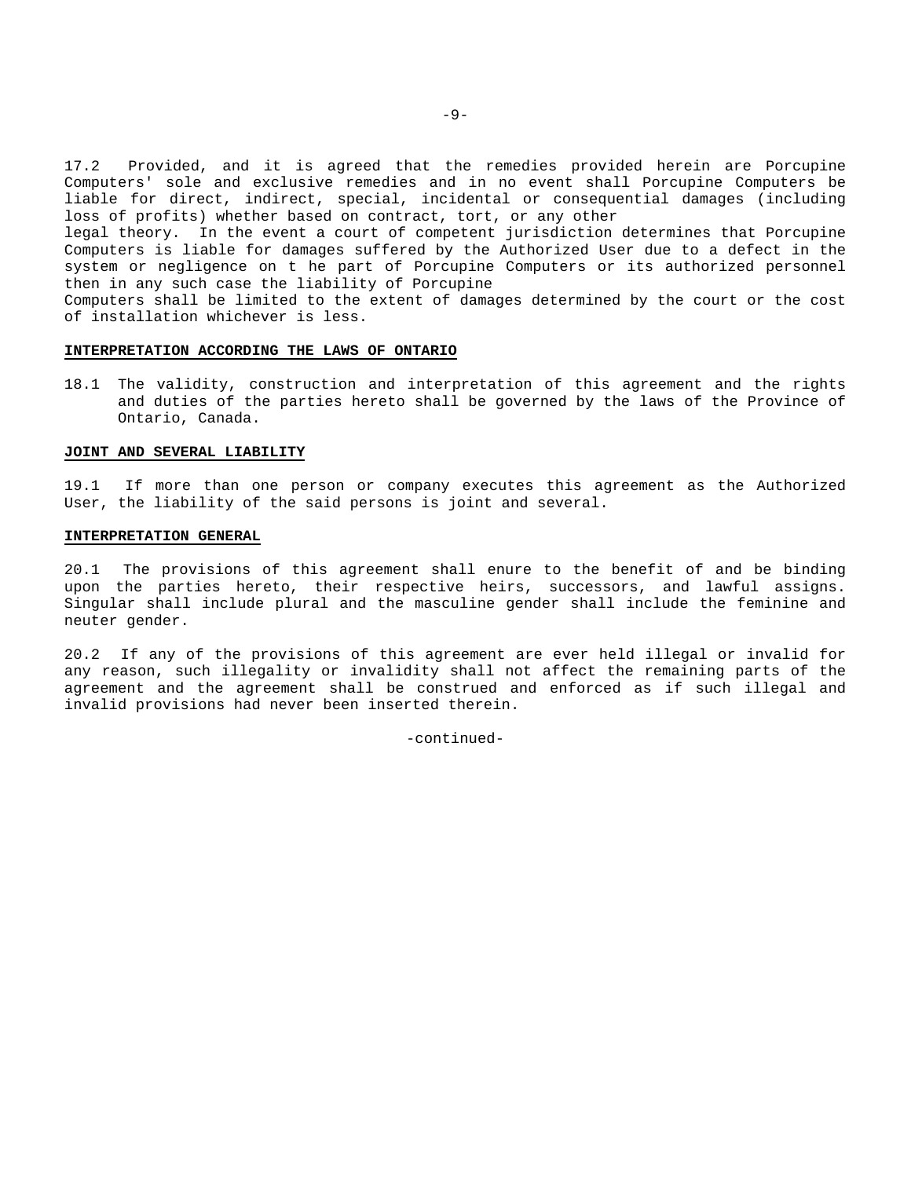17.2 Provided, and it is agreed that the remedies provided herein are Porcupine Computers' sole and exclusive remedies and in no event shall Porcupine Computers be liable for direct, indirect, special, incidental or consequential damages (including loss of profits) whether based on contract, tort, or any other legal theory. In the event a court of competent jurisdiction determines that Porcupine Computers is liable for damages suffered by the Authorized User due to a defect in the system or negligence on t he part of Porcupine Computers or its authorized personnel then in any such case the liability of Porcupine Computers shall be limited to the extent of damages determined by the court or the cost of installation whichever is less.

**INTERPRETATION ACCORDING THE LAWS OF ONTARIO**

18.1 The validity, construction and interpretation of this agreement and the rights and duties of the parties hereto shall be governed by the laws of the Province of Ontario, Canada.

**JOINT AND SEVERAL LIABILITY**

19.1 If more than one person or company executes this agreement as the Authorized User, the liability of the said persons is joint and several.

**INTERPRETATION GENERAL**

20.1 The provisions of this agreement shall enure to the benefit of and be binding upon the parties hereto, their respective heirs, successors, and lawful assigns. Singular shall include plural and the masculine gender shall include the feminine and neuter gender.

20.2 If any of the provisions of this agreement are ever held illegal or invalid for any reason, such illegality or invalidity shall not affect the remaining parts of the agreement and the agreement shall be construed and enforced as if such illegal and invalid provisions had never been inserted therein.

-continued-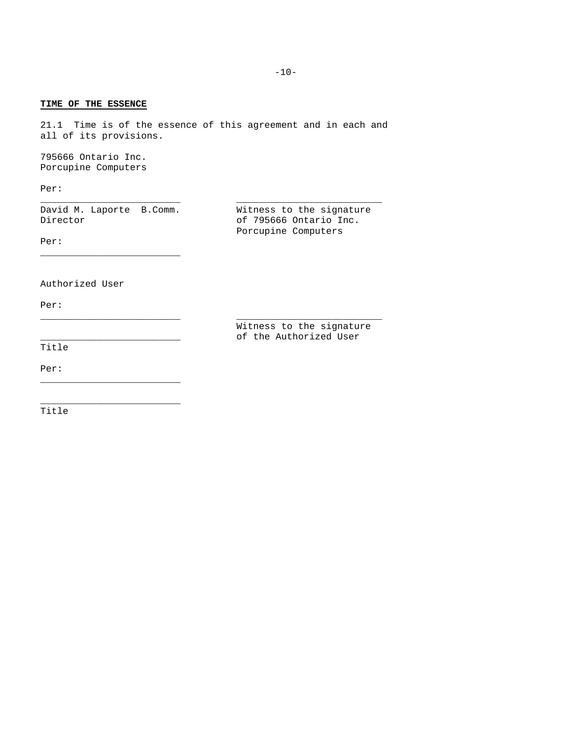**TIME OF THE ESSENCE**

21.1 Time is of the essence of this agreement and in each and all of its provisions.

795666 Ontario Inc.
Porcupine Computers

Per:

_________________________ 

David M. Laporte B.Comm.
Director

_________________________

Witness to the signature of 795666 Ontario Inc. Porcupine Computers

Per:

_________________________

Authorized User

Per:

_________________________

_________________________
Title

_________________________

Witness to the signature of the Authorized User

Per:

_________________________

_________________________
Title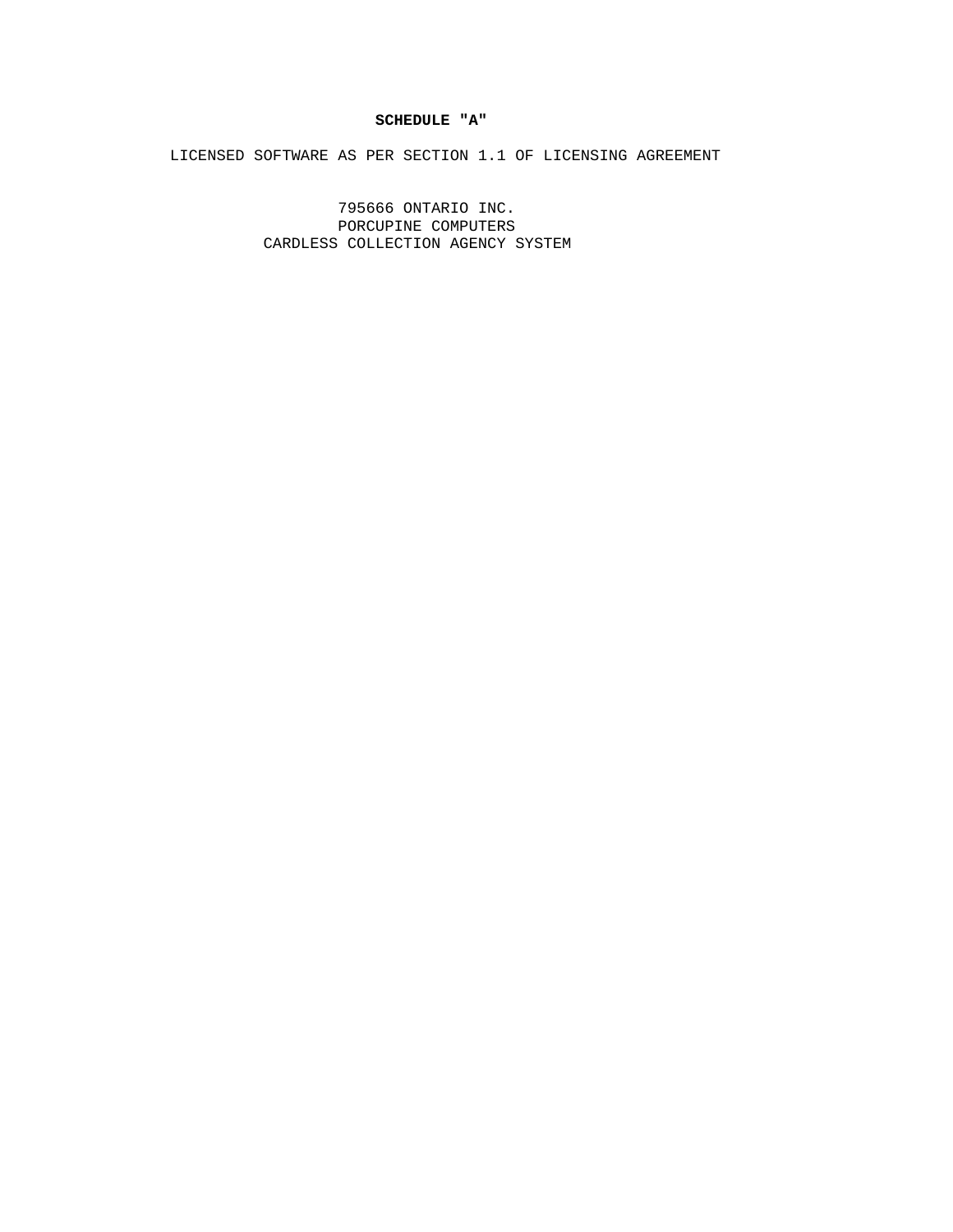**SCHEDULE "A"**

LICENSED SOFTWARE AS PER SECTION 1.1 OF LICENSING AGREEMENT

795666 ONTARIO INC.
PORCUPINE COMPUTERS
CARDLESS COLLECTION AGENCY SYSTEM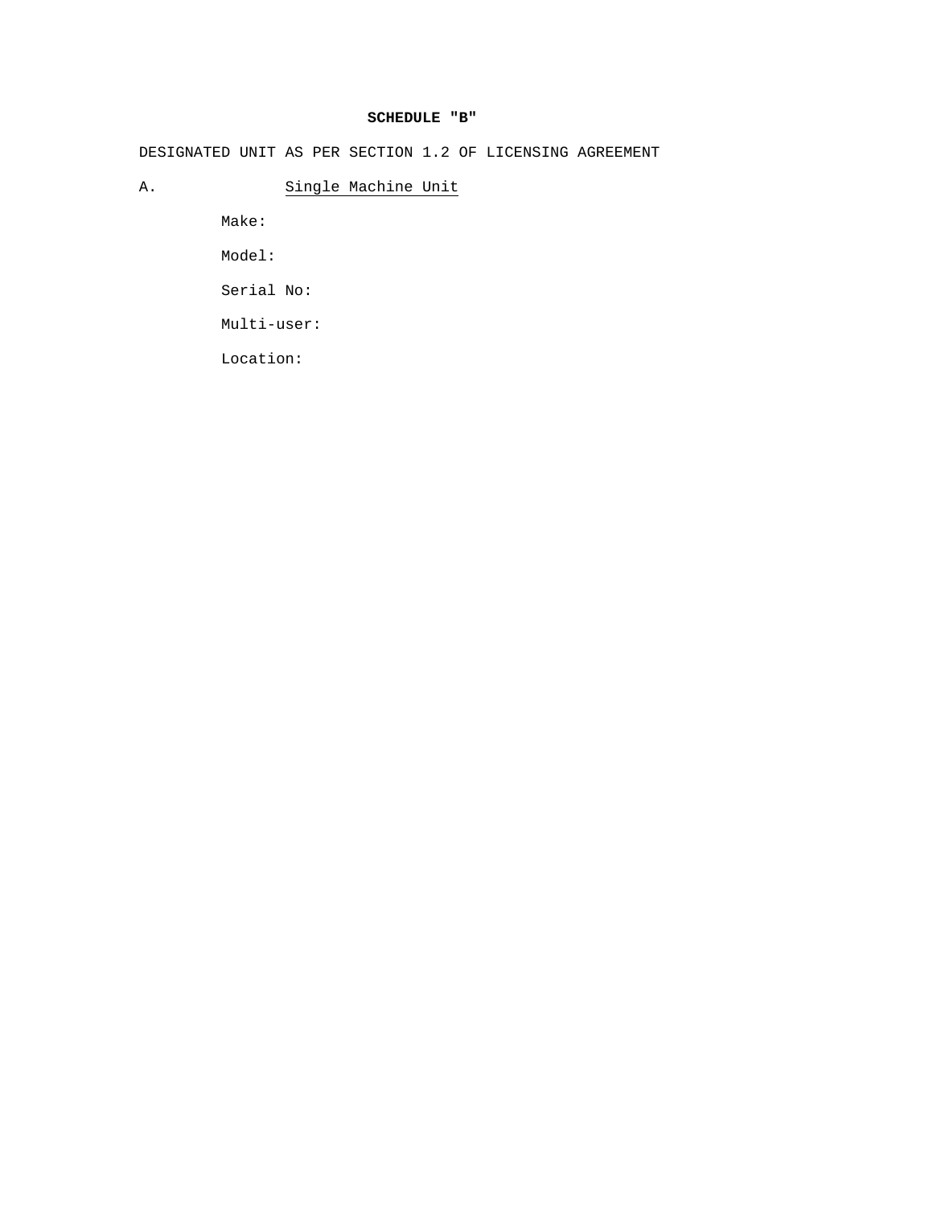**SCHEDULE "B"**

DESIGNATED UNIT AS PER SECTION 1.2 OF LICENSING AGREEMENT

A. Single Machine Unit

Make:

Model:

Serial No:

Multi-user:

Location: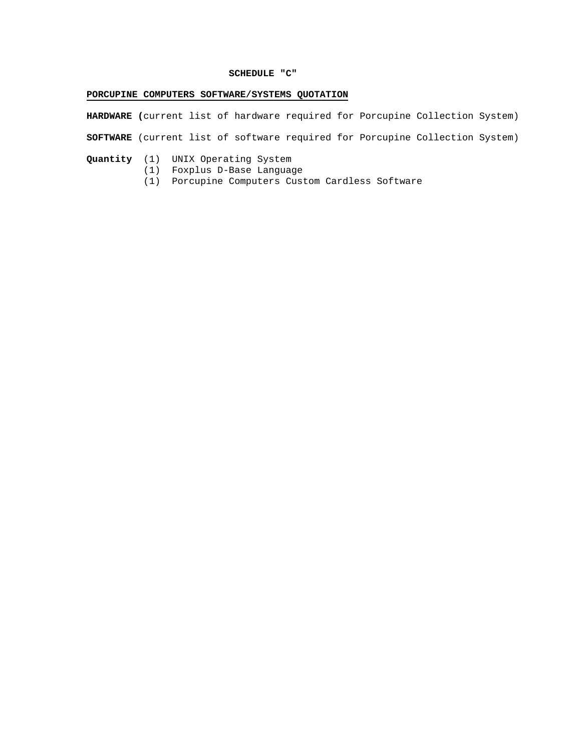# SCHEDULE "C"

**PORCUPINE COMPUTERS SOFTWARE/SYSTEMS QUOTATION**

**HARDWARE (**current list of hardware required for Porcupine Collection System)

**SOFTWARE** (current list of software required for Porcupine Collection System)

**Quantity** (1) UNIX Operating System
(1) Foxplus D-Base Language
(1) Porcupine Computers Custom Cardless Software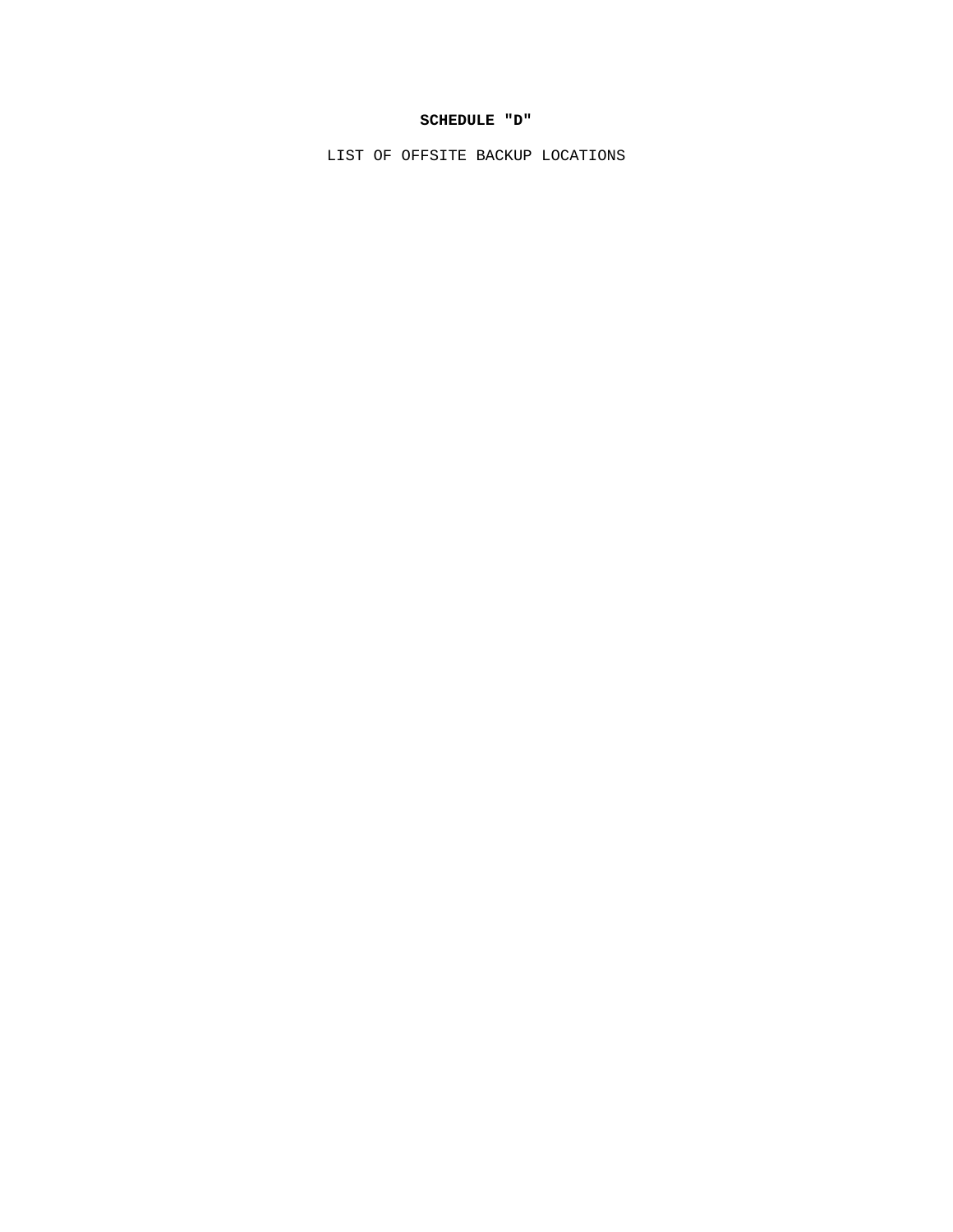**SCHEDULE "D"**

LIST OF OFFSITE BACKUP LOCATIONS